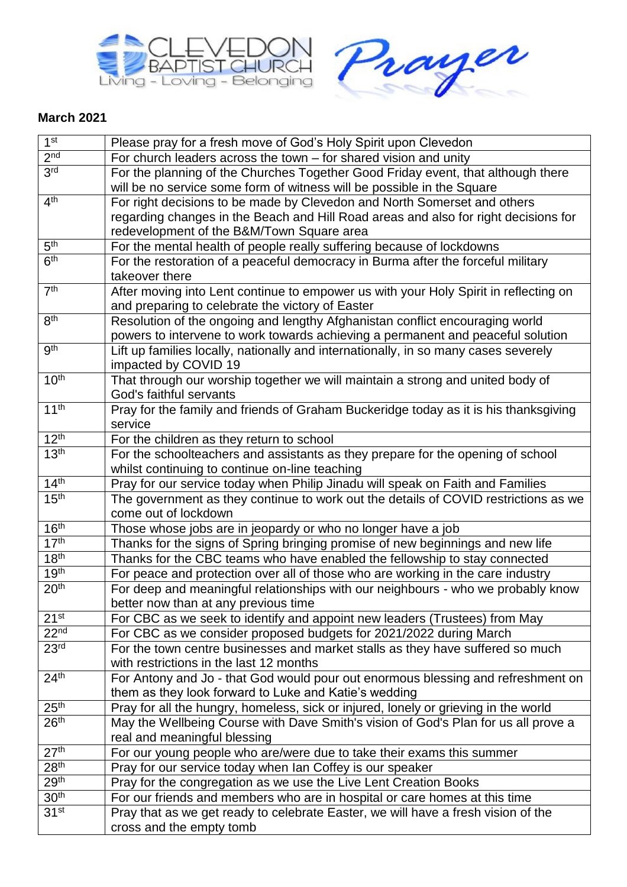CLEVEDON BAPTIST CHURCH
Living - Loving - Belonging

Prayer

**March 2021**

| | |
|---|---|
| 1st | Please pray for a fresh move of God's Holy Spirit upon Clevedon |
| 2nd | For church leaders across the town – for shared vision and unity |
| 3rd | For the planning of the Churches Together Good Friday event, that although there will be no service some form of witness will be possible in the Square |
| 4th | For right decisions to be made by Clevedon and North Somerset and others regarding changes in the Beach and Hill Road areas and also for right decisions for redevelopment of the B&M/Town Square area |
| 5th | For the mental health of people really suffering because of lockdowns |
| 6th | For the restoration of a peaceful democracy in Burma after the forceful military takeover there |
| 7th | After moving into Lent continue to empower us with your Holy Spirit in reflecting on and preparing to celebrate the victory of Easter |
| 8th | Resolution of the ongoing and lengthy Afghanistan conflict encouraging world powers to intervene to work towards achieving a permanent and peaceful solution |
| 9th | Lift up families locally, nationally and internationally, in so many cases severely impacted by COVID 19 |
| 10th | That through our worship together we will maintain a strong and united body of God's faithful servants |
| 11th | Pray for the family and friends of Graham Buckeridge today as it is his thanksgiving service |
| 12th | For the children as they return to school |
| 13th | For the schoolteachers and assistants as they prepare for the opening of school whilst continuing to continue on-line teaching |
| 14th | Pray for our service today when Philip Jinadu will speak on Faith and Families |
| 15th | The government as they continue to work out the details of COVID restrictions as we come out of lockdown |
| 16th | Those whose jobs are in jeopardy or who no longer have a job |
| 17th | Thanks for the signs of Spring bringing promise of new beginnings and new life |
| 18th | Thanks for the CBC teams who have enabled the fellowship to stay connected |
| 19th | For peace and protection over all of those who are working in the care industry |
| 20th | For deep and meaningful relationships with our neighbours - who we probably know better now than at any previous time |
| 21st | For CBC as we seek to identify and appoint new leaders (Trustees) from May |
| 22nd | For CBC as we consider proposed budgets for 2021/2022 during March |
| 23rd | For the town centre businesses and market stalls as they have suffered so much with restrictions in the last 12 months |
| 24th | For Antony and Jo - that God would pour out enormous blessing and refreshment on them as they look forward to Luke and Katie's wedding |
| 25th | Pray for all the hungry, homeless, sick or injured, lonely or grieving in the world |
| 26th | May the Wellbeing Course with Dave Smith's vision of God's Plan for us all prove a real and meaningful blessing |
| 27th | For our young people who are/were due to take their exams this summer |
| 28th | Pray for our service today when Ian Coffey is our speaker |
| 29th | Pray for the congregation as we use the Live Lent Creation Books |
| 30th | For our friends and members who are in hospital or care homes at this time |
| 31st | Pray that as we get ready to celebrate Easter, we will have a fresh vision of the cross and the empty tomb |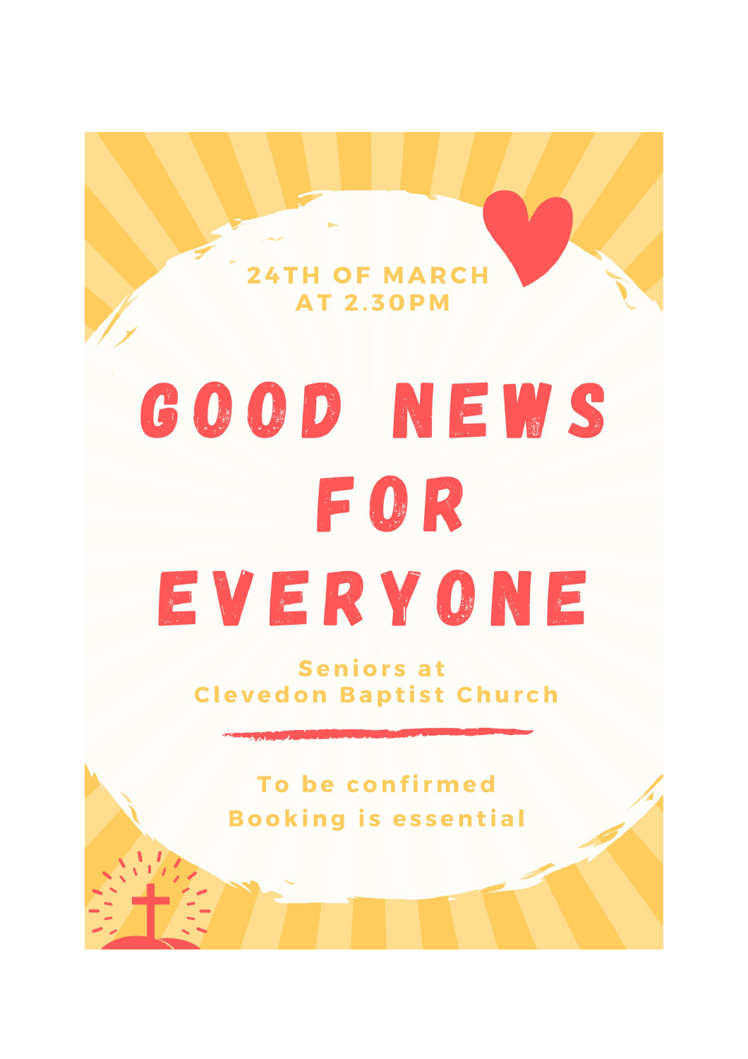24TH OF MARCH
AT 2.30PM

# GOOD NEWS FOR EVERYONE

Seniors at
Clevedon Baptist Church

To be confirmed
Booking is essential